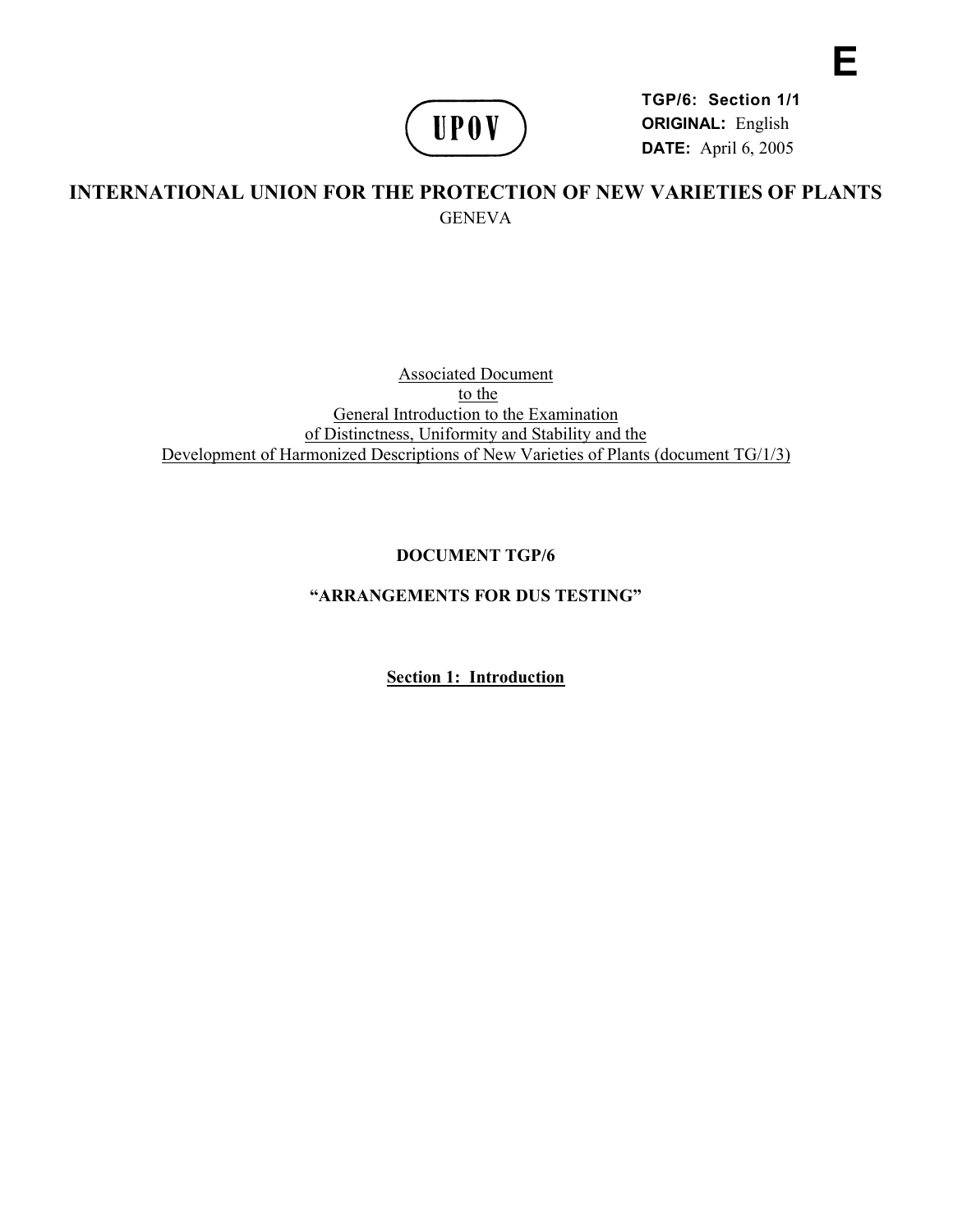E

UPOV

**TGP/6: Section 1/1**
**ORIGINAL:** English
**DATE:** April 6, 2005

# INTERNATIONAL UNION FOR THE PROTECTION OF NEW VARIETIES OF PLANTS

GENEVA

Associated Document
to the
General Introduction to the Examination
of Distinctness, Uniformity and Stability and the
Development of Harmonized Descriptions of New Varieties of Plants (document TG/1/3)

## DOCUMENT TGP/6

## "ARRANGEMENTS FOR DUS TESTING"

### Section 1: Introduction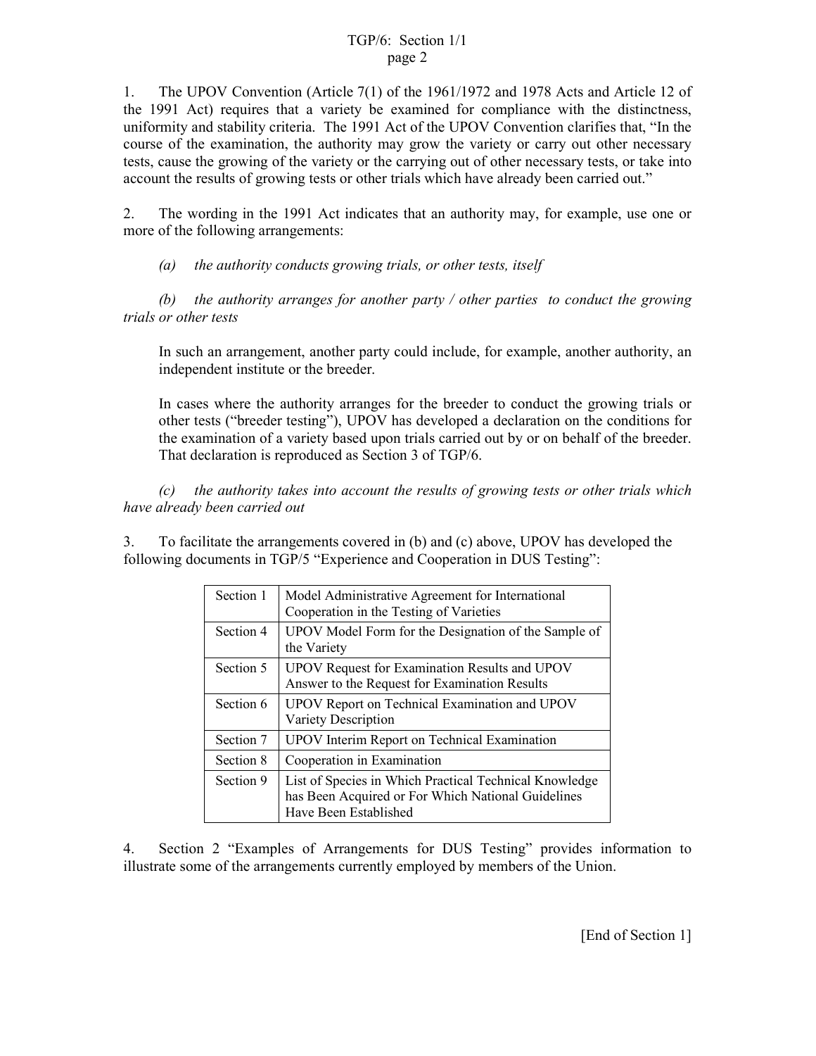1. The UPOV Convention (Article 7(1) of the 1961/1972 and 1978 Acts and Article 12 of the 1991 Act) requires that a variety be examined for compliance with the distinctness, uniformity and stability criteria. The 1991 Act of the UPOV Convention clarifies that, "In the course of the examination, the authority may grow the variety or carry out other necessary tests, cause the growing of the variety or the carrying out of other necessary tests, or take into account the results of growing tests or other trials which have already been carried out."

2. The wording in the 1991 Act indicates that an authority may, for example, use one or more of the following arrangements:

*(a) the authority conducts growing trials, or other tests, itself*

*(b) the authority arranges for another party / other parties to conduct the growing trials or other tests*

In such an arrangement, another party could include, for example, another authority, an independent institute or the breeder.

In cases where the authority arranges for the breeder to conduct the growing trials or other tests ("breeder testing"), UPOV has developed a declaration on the conditions for the examination of a variety based upon trials carried out by or on behalf of the breeder. That declaration is reproduced as Section 3 of TGP/6.

*(c) the authority takes into account the results of growing tests or other trials which have already been carried out*

3. To facilitate the arrangements covered in (b) and (c) above, UPOV has developed the following documents in TGP/5 "Experience and Cooperation in DUS Testing":

| | |
|---|---|
| Section 1 | Model Administrative Agreement for International Cooperation in the Testing of Varieties |
| Section 4 | UPOV Model Form for the Designation of the Sample of the Variety |
| Section 5 | UPOV Request for Examination Results and UPOV Answer to the Request for Examination Results |
| Section 6 | UPOV Report on Technical Examination and UPOV Variety Description |
| Section 7 | UPOV Interim Report on Technical Examination |
| Section 8 | Cooperation in Examination |
| Section 9 | List of Species in Which Practical Technical Knowledge has Been Acquired or For Which National Guidelines Have Been Established |

4. Section 2 "Examples of Arrangements for DUS Testing" provides information to illustrate some of the arrangements currently employed by members of the Union.

[End of Section 1]